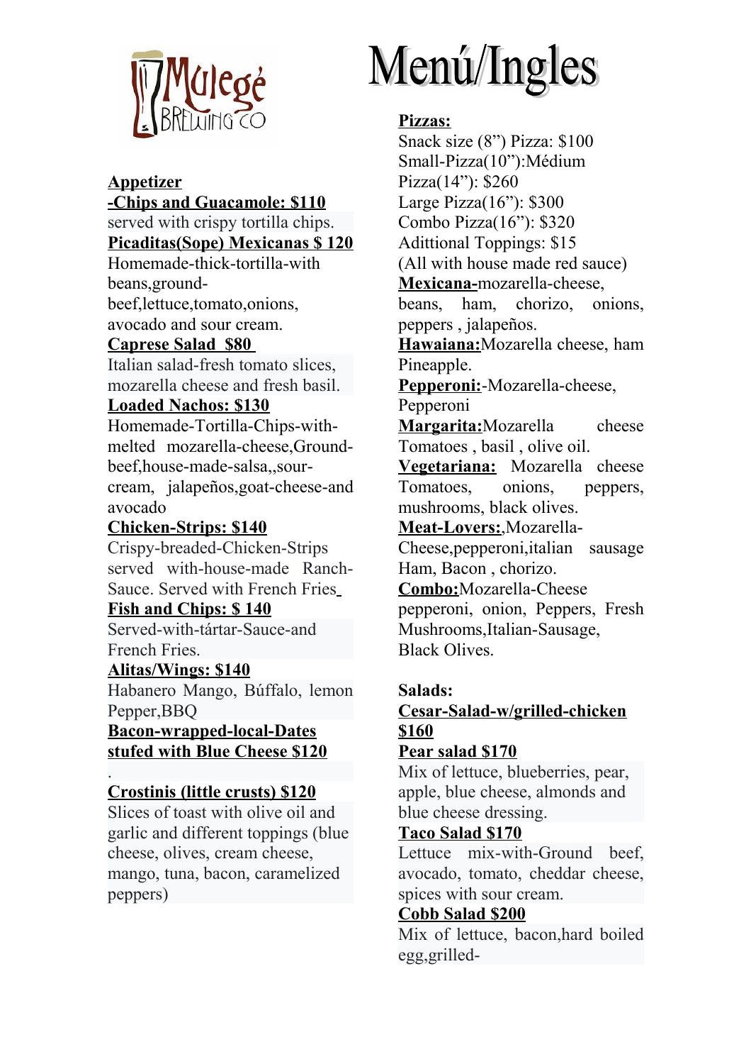Mulegé BREWING CO

# Menú/Ingles

## Appetizer

**-Chips and Guacamole: $110**

served with crispy tortilla chips.

**Picaditas(Sope) Mexicanas $ 120**

Homemade-thick-tortilla-with beans,ground-beef,lettuce,tomato,onions, avocado and sour cream.

**Caprese Salad $80**

Italian salad-fresh tomato slices, mozarella cheese and fresh basil.

**Loaded Nachos: $130**

Homemade-Tortilla-Chips-with-melted mozarella-cheese,Ground-beef,house-made-salsa,,sour-cream, jalapeños,goat-cheese-and avocado

**Chicken-Strips: $140**

Crispy-breaded-Chicken-Strips served with-house-made Ranch-Sauce. Served with French Fries

**Fish and Chips: $ 140**

Served-with-tártar-Sauce-and French Fries.

**Alitas/Wings: $140**

Habanero Mango, Búffalo, lemon Pepper,BBQ

**Bacon-wrapped-local-Dates stufed with Blue Cheese $120**

.

**Crostinis (little crusts) $120**

Slices of toast with olive oil and garlic and different toppings (blue cheese, olives, cream cheese, mango, tuna, bacon, caramelized peppers)

## Pizzas:

Snack size (8") Pizza: $100
Small-Pizza(10"):Médium Pizza(14"): $260
Large Pizza(16"): $300
Combo Pizza(16"): $320
Adittional Toppings: $15
(All with house made red sauce)

**Mexicana-**mozarella-cheese, beans, ham, chorizo, onions, peppers , jalapeños.

**Hawaiana:**Mozarella cheese, ham Pineapple.

**Pepperoni:**-Mozarella-cheese, Pepperoni

**Margarita:**Mozarella cheese Tomatoes , basil , olive oil.

**Vegetariana:** Mozarella cheese Tomatoes, onions, peppers, mushrooms, black olives.

**Meat-Lovers:**,Mozarella-Cheese,pepperoni,italian sausage Ham, Bacon , chorizo.

**Combo:**Mozarella-Cheese pepperoni, onion, Peppers, Fresh Mushrooms,Italian-Sausage, Black Olives.

## Salads:

**Cesar-Salad-w/grilled-chicken $160**

**Pear salad $170**

Mix of lettuce, blueberries, pear, apple, blue cheese, almonds and blue cheese dressing.

**Taco Salad $170**

Lettuce mix-with-Ground beef, avocado, tomato, cheddar cheese, spices with sour cream.

**Cobb Salad $200**

Mix of lettuce, bacon,hard boiled egg,grilled-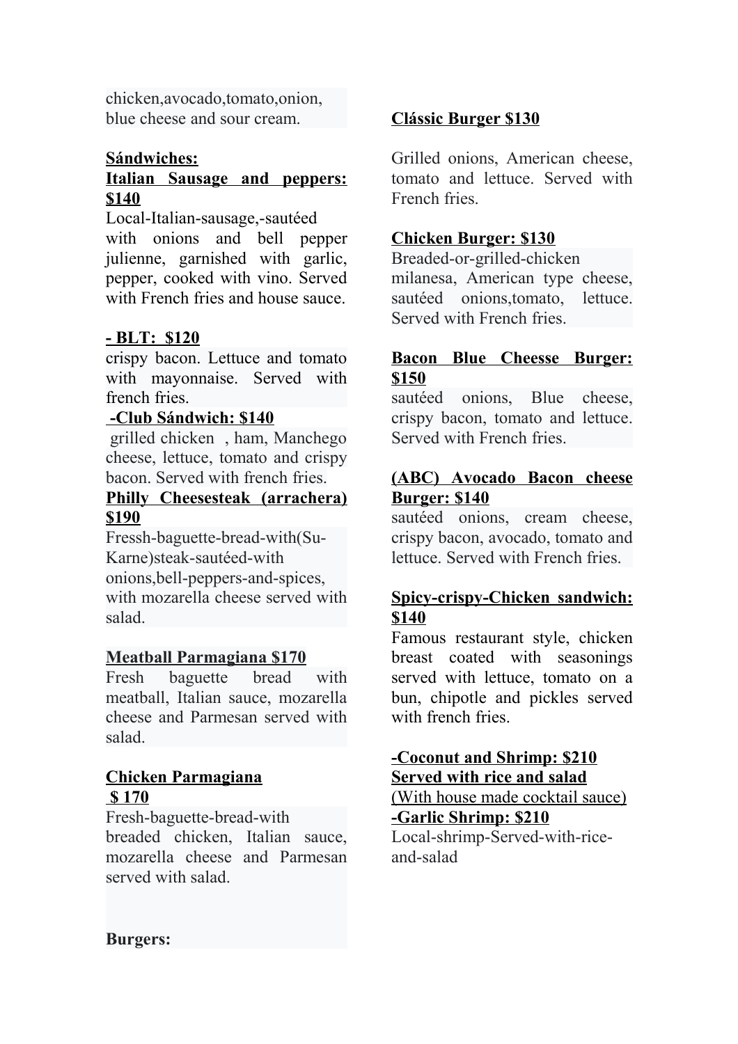chicken,avocado,tomato,onion, blue cheese and sour cream.

**Sándwiches:**

**Italian Sausage and peppers: $140**

Local-Italian-sausage,-sautéed with onions and bell pepper julienne, garnished with garlic, pepper, cooked with vino. Served with French fries and house sauce.

**- BLT: $120**

crispy bacon. Lettuce and tomato with mayonnaise. Served with french fries.

**-Club Sándwich: $140**

grilled chicken , ham, Manchego cheese, lettuce, tomato and crispy bacon. Served with french fries.

**Philly Cheesesteak (arrachera) $190**

Fressh-baguette-bread-with(Su-Karne)steak-sautéed-with onions,bell-peppers-and-spices, with mozarella cheese served with salad.

**Meatball Parmagiana $170**

Fresh baguette bread with meatball, Italian sauce, mozarella cheese and Parmesan served with salad.

**Chicken Parmagiana $ 170**

Fresh-baguette-bread-with breaded chicken, Italian sauce, mozarella cheese and Parmesan served with salad.

**Burgers:**

**Clássic Burger $130**

Grilled onions, American cheese, tomato and lettuce. Served with French fries.

**Chicken Burger: $130**

Breaded-or-grilled-chicken milanesa, American type cheese, sautéed onions,tomato, lettuce. Served with French fries.

**Bacon Blue Cheesse Burger: $150**

sautéed onions, Blue cheese, crispy bacon, tomato and lettuce. Served with French fries.

**(ABC) Avocado Bacon cheese Burger: $140**

sautéed onions, cream cheese, crispy bacon, avocado, tomato and lettuce. Served with French fries.

**Spicy-crispy-Chicken sandwich: $140**

Famous restaurant style, chicken breast coated with seasonings served with lettuce, tomato on a bun, chipotle and pickles served with french fries.

**-Coconut and Shrimp: $210**
**Served with rice and salad**
(With house made cocktail sauce)

**-Garlic Shrimp: $210**

Local-shrimp-Served-with-rice-and-salad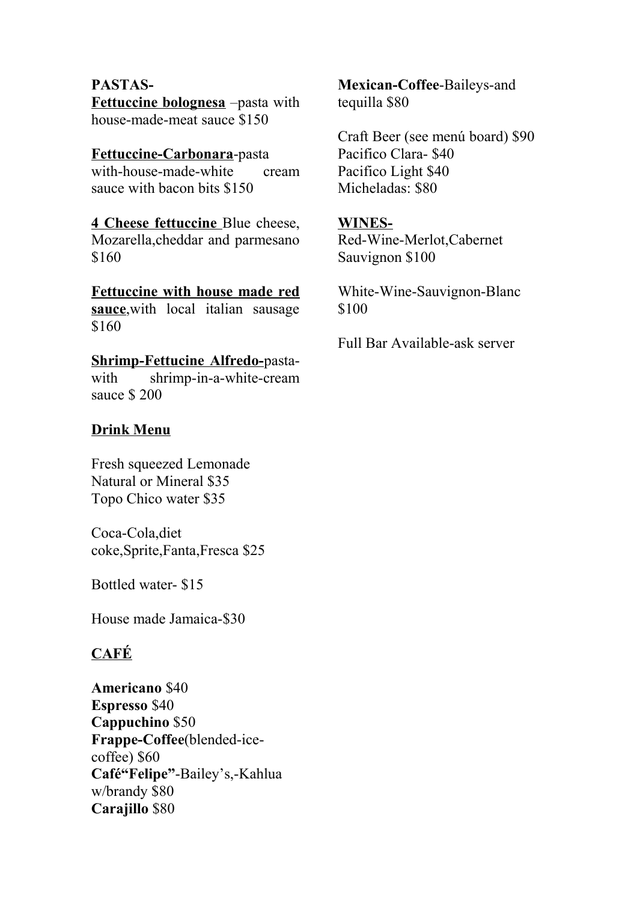**PASTAS-**

**Fettuccine bolognesa** –pasta with house-made-meat sauce $150

**Fettuccine-Carbonara**-pasta with-house-made-white cream sauce with bacon bits $150

**4 Cheese fettuccine** Blue cheese, Mozarella,cheddar and parmesano $160

**Fettuccine with house made red sauce**,with local italian sausage $160

**Shrimp-Fettucine Alfredo-**pasta-with shrimp-in-a-white-cream sauce $ 200

## Drink Menu

Fresh squeezed Lemonade
Natural or Mineral $35
Topo Chico water $35

Coca-Cola,diet coke,Sprite,Fanta,Fresca $25

Bottled water- $15

House made Jamaica-$30

## CAFÉ

**Americano** $40
**Espresso** $40
**Cappuchino** $50
**Frappe-Coffee**(blended-ice-coffee) $60
**Café"Felipe"**-Bailey's,-Kahlua w/brandy $80
**Carajillo** $80
**Mexican-Coffee**-Baileys-and tequilla $80

Craft Beer (see menú board) $90
Pacifico Clara- $40
Pacifico Light $40
Micheladas: $80

**WINES-**

Red-Wine-Merlot,Cabernet Sauvignon $100

White-Wine-Sauvignon-Blanc $100

Full Bar Available-ask server